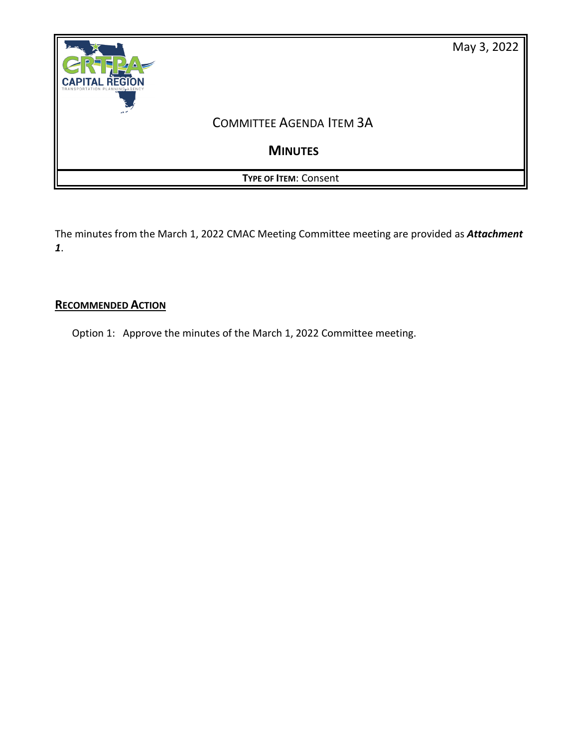May 3, 2022

# Committee Agenda Item 3A

## Minutes

**Type of Item**: Consent

The minutes from the March 1, 2022 CMAC Meeting Committee meeting are provided as ***Attachment 1***.

## Recommended Action

Option 1: Approve the minutes of the March 1, 2022 Committee meeting.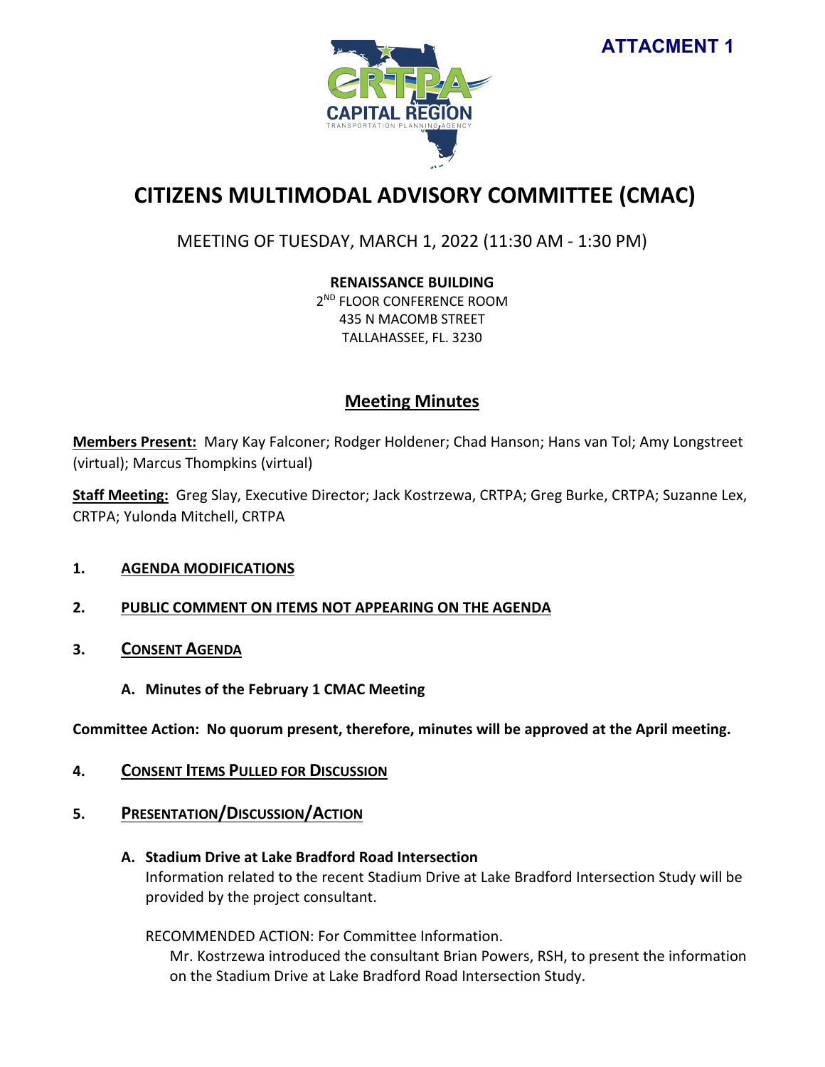**ATTACMENT 1**

# CITIZENS MULTIMODAL ADVISORY COMMITTEE (CMAC)

MEETING OF TUESDAY, MARCH 1, 2022 (11:30 AM - 1:30 PM)

**RENAISSANCE BUILDING**
2[ND] FLOOR CONFERENCE ROOM
435 N MACOMB STREET
TALLAHASSEE, FL. 3230

## Meeting Minutes

**Members Present:** Mary Kay Falconer; Rodger Holdener; Chad Hanson; Hans van Tol; Amy Longstreet (virtual); Marcus Thompkins (virtual)

**Staff Meeting:** Greg Slay, Executive Director; Jack Kostrzewa, CRTPA; Greg Burke, CRTPA; Suzanne Lex, CRTPA; Yulonda Mitchell, CRTPA

1. **AGENDA MODIFICATIONS**

2. **PUBLIC COMMENT ON ITEMS NOT APPEARING ON THE AGENDA**

3. **CONSENT AGENDA**

   **A. Minutes of the February 1 CMAC Meeting**

**Committee Action: No quorum present, therefore, minutes will be approved at the April meeting.**

4. **CONSENT ITEMS PULLED FOR DISCUSSION**

5. **PRESENTATION/DISCUSSION/ACTION**

   **A. Stadium Drive at Lake Bradford Road Intersection**
   Information related to the recent Stadium Drive at Lake Bradford Intersection Study will be provided by the project consultant.

   RECOMMENDED ACTION: For Committee Information.
   Mr. Kostrzewa introduced the consultant Brian Powers, RSH, to present the information on the Stadium Drive at Lake Bradford Road Intersection Study.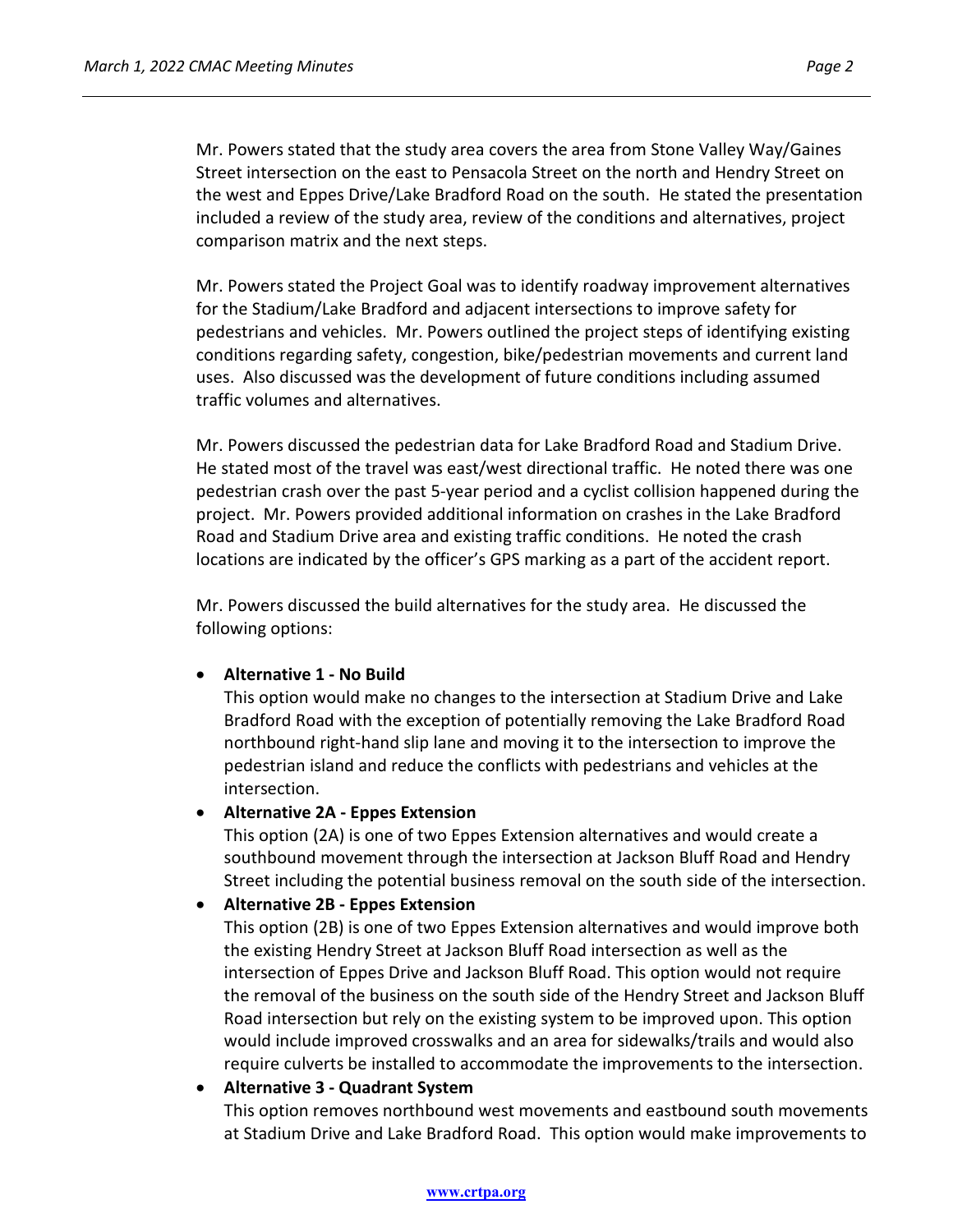Mr. Powers stated that the study area covers the area from Stone Valley Way/Gaines Street intersection on the east to Pensacola Street on the north and Hendry Street on the west and Eppes Drive/Lake Bradford Road on the south. He stated the presentation included a review of the study area, review of the conditions and alternatives, project comparison matrix and the next steps.

Mr. Powers stated the Project Goal was to identify roadway improvement alternatives for the Stadium/Lake Bradford and adjacent intersections to improve safety for pedestrians and vehicles. Mr. Powers outlined the project steps of identifying existing conditions regarding safety, congestion, bike/pedestrian movements and current land uses. Also discussed was the development of future conditions including assumed traffic volumes and alternatives.

Mr. Powers discussed the pedestrian data for Lake Bradford Road and Stadium Drive. He stated most of the travel was east/west directional traffic. He noted there was one pedestrian crash over the past 5-year period and a cyclist collision happened during the project. Mr. Powers provided additional information on crashes in the Lake Bradford Road and Stadium Drive area and existing traffic conditions. He noted the crash locations are indicated by the officer's GPS marking as a part of the accident report.

Mr. Powers discussed the build alternatives for the study area. He discussed the following options:

- **Alternative 1 - No Build**
  This option would make no changes to the intersection at Stadium Drive and Lake Bradford Road with the exception of potentially removing the Lake Bradford Road northbound right-hand slip lane and moving it to the intersection to improve the pedestrian island and reduce the conflicts with pedestrians and vehicles at the intersection.
- **Alternative 2A - Eppes Extension**
  This option (2A) is one of two Eppes Extension alternatives and would create a southbound movement through the intersection at Jackson Bluff Road and Hendry Street including the potential business removal on the south side of the intersection.
- **Alternative 2B - Eppes Extension**
  This option (2B) is one of two Eppes Extension alternatives and would improve both the existing Hendry Street at Jackson Bluff Road intersection as well as the intersection of Eppes Drive and Jackson Bluff Road. This option would not require the removal of the business on the south side of the Hendry Street and Jackson Bluff Road intersection but rely on the existing system to be improved upon. This option would include improved crosswalks and an area for sidewalks/trails and would also require culverts be installed to accommodate the improvements to the intersection.
- **Alternative 3 - Quadrant System**
  This option removes northbound west movements and eastbound south movements at Stadium Drive and Lake Bradford Road. This option would make improvements to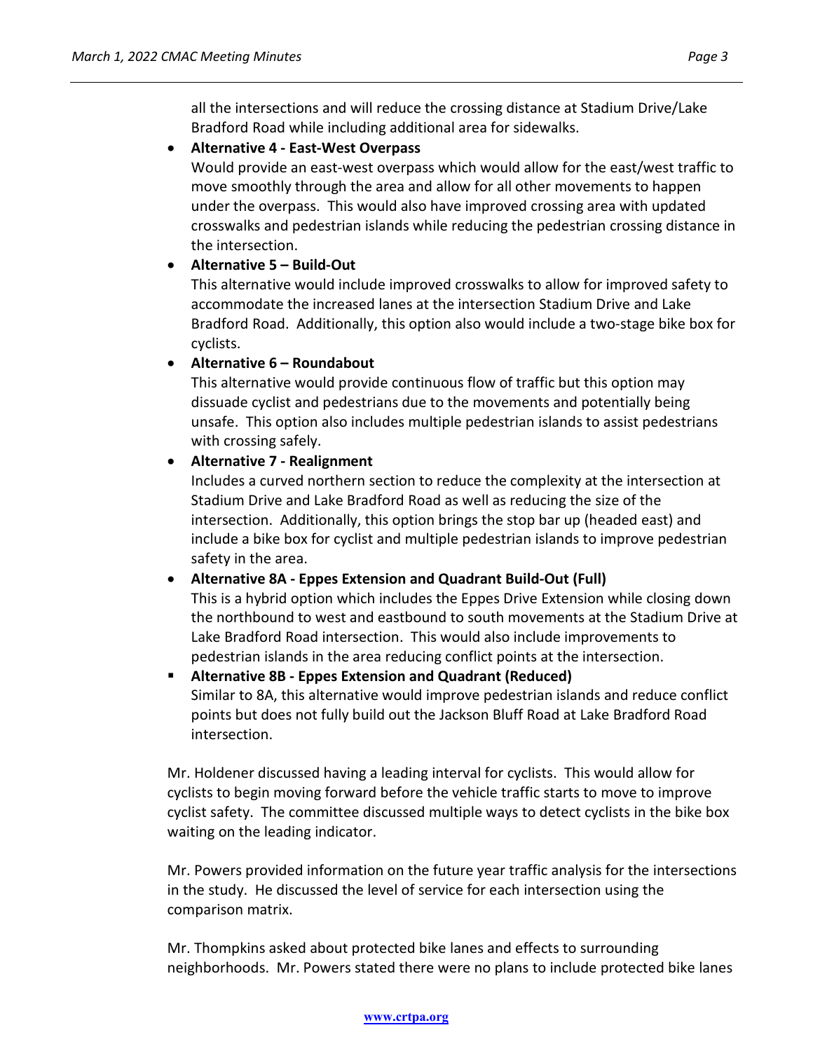all the intersections and will reduce the crossing distance at Stadium Drive/Lake Bradford Road while including additional area for sidewalks.

- **Alternative 4 - East-West Overpass**
  Would provide an east-west overpass which would allow for the east/west traffic to move smoothly through the area and allow for all other movements to happen under the overpass. This would also have improved crossing area with updated crosswalks and pedestrian islands while reducing the pedestrian crossing distance in the intersection.
- **Alternative 5 – Build-Out**
  This alternative would include improved crosswalks to allow for improved safety to accommodate the increased lanes at the intersection Stadium Drive and Lake Bradford Road. Additionally, this option also would include a two-stage bike box for cyclists.
- **Alternative 6 – Roundabout**
  This alternative would provide continuous flow of traffic but this option may dissuade cyclist and pedestrians due to the movements and potentially being unsafe. This option also includes multiple pedestrian islands to assist pedestrians with crossing safely.
- **Alternative 7 - Realignment**
  Includes a curved northern section to reduce the complexity at the intersection at Stadium Drive and Lake Bradford Road as well as reducing the size of the intersection. Additionally, this option brings the stop bar up (headed east) and include a bike box for cyclist and multiple pedestrian islands to improve pedestrian safety in the area.
- **Alternative 8A - Eppes Extension and Quadrant Build-Out (Full)**
  This is a hybrid option which includes the Eppes Drive Extension while closing down the northbound to west and eastbound to south movements at the Stadium Drive at Lake Bradford Road intersection. This would also include improvements to pedestrian islands in the area reducing conflict points at the intersection.
- **Alternative 8B - Eppes Extension and Quadrant (Reduced)**
  Similar to 8A, this alternative would improve pedestrian islands and reduce conflict points but does not fully build out the Jackson Bluff Road at Lake Bradford Road intersection.

Mr. Holdener discussed having a leading interval for cyclists. This would allow for cyclists to begin moving forward before the vehicle traffic starts to move to improve cyclist safety. The committee discussed multiple ways to detect cyclists in the bike box waiting on the leading indicator.

Mr. Powers provided information on the future year traffic analysis for the intersections in the study. He discussed the level of service for each intersection using the comparison matrix.

Mr. Thompkins asked about protected bike lanes and effects to surrounding neighborhoods. Mr. Powers stated there were no plans to include protected bike lanes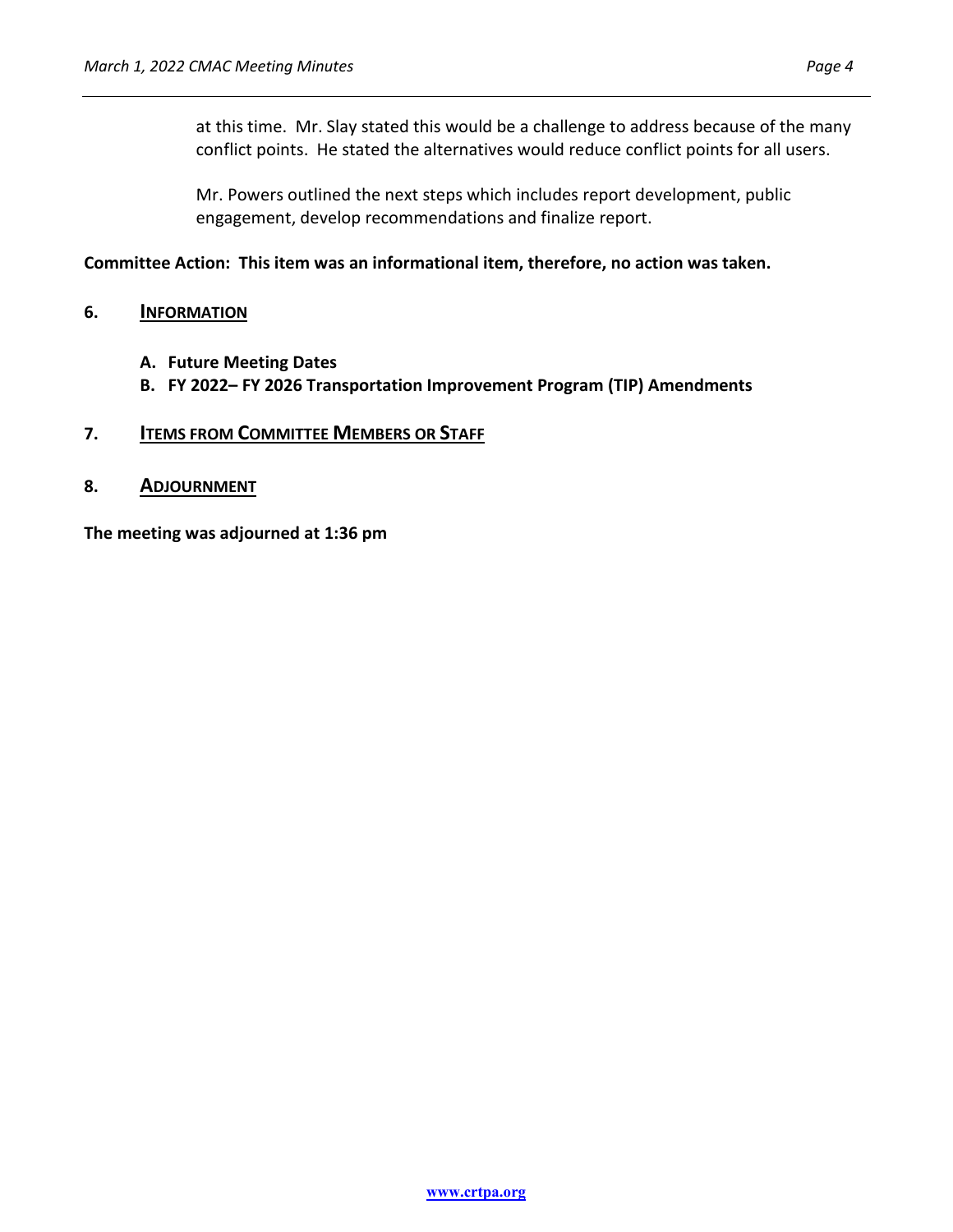at this time. Mr. Slay stated this would be a challenge to address because of the many conflict points. He stated the alternatives would reduce conflict points for all users.

Mr. Powers outlined the next steps which includes report development, public engagement, develop recommendations and finalize report.

**Committee Action: This item was an informational item, therefore, no action was taken.**

## 6. INFORMATION

- **A. Future Meeting Dates**
- **B. FY 2022– FY 2026 Transportation Improvement Program (TIP) Amendments**

## 7. ITEMS FROM COMMITTEE MEMBERS OR STAFF

## 8. ADJOURNMENT

**The meeting was adjourned at 1:36 pm**